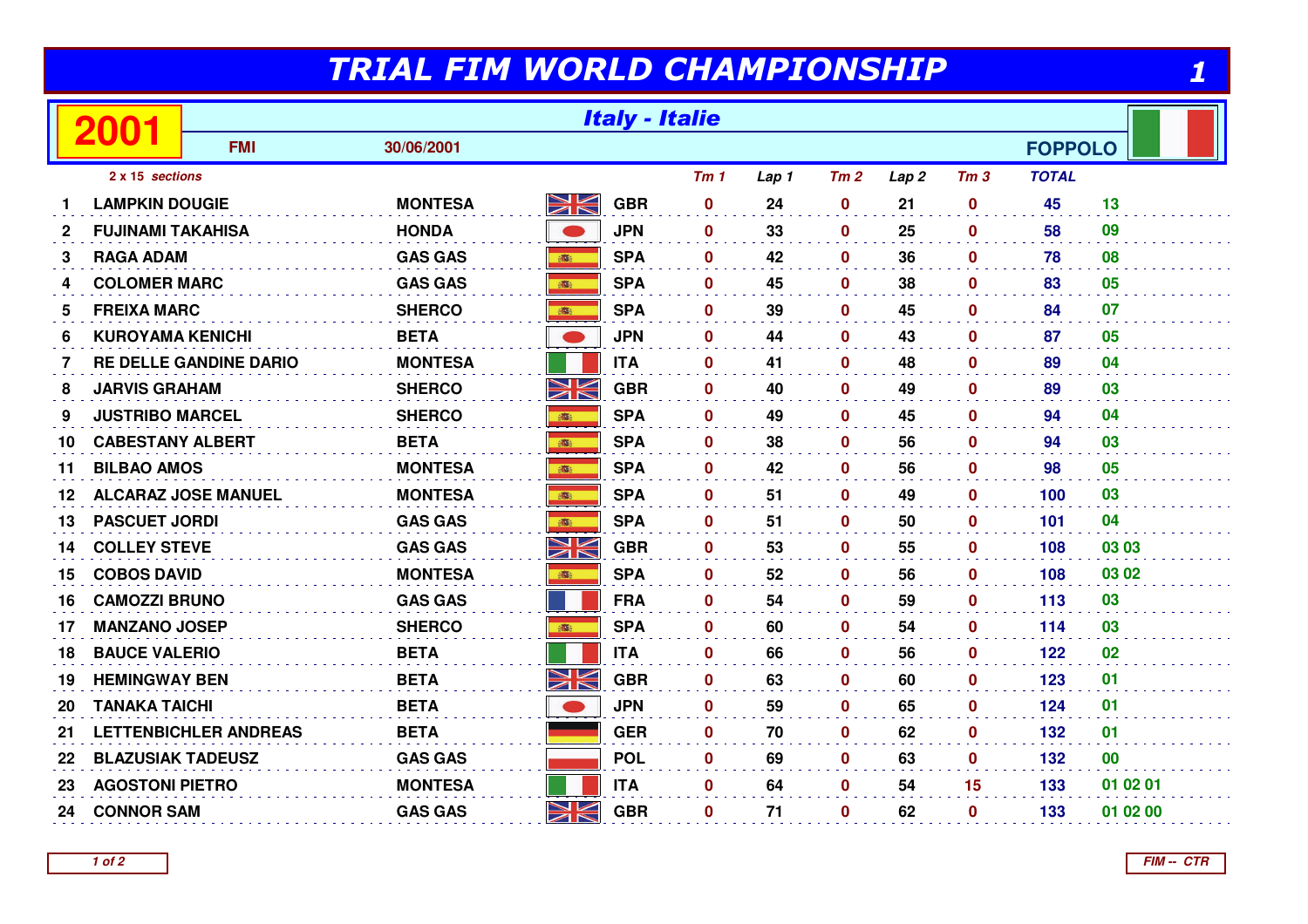# TRIAL FIM WORLD CHAMPIONSHIP

**2001** — *Italy - Italie*

FMI — 30/06/2001 — FOPPOLO

*2 x 15 sections*

| | | | | Tm 1 | Lap 1 | Tm 2 | Lap 2 | Tm 3 | TOTAL | |
|---|---|---|---|---|---|---|---|---|---|---|
| 1 | LAMPKIN DOUGIE | MONTESA | GBR | 0 | 24 | 0 | 21 | 0 | 45 | 13 |
| 2 | FUJINAMI TAKAHISA | HONDA | JPN | 0 | 33 | 0 | 25 | 0 | 58 | 09 |
| 3 | RAGA ADAM | GAS GAS | SPA | 0 | 42 | 0 | 36 | 0 | 78 | 08 |
| 4 | COLOMER MARC | GAS GAS | SPA | 0 | 45 | 0 | 38 | 0 | 83 | 05 |
| 5 | FREIXA MARC | SHERCO | SPA | 0 | 39 | 0 | 45 | 0 | 84 | 07 |
| 6 | KUROYAMA KENICHI | BETA | JPN | 0 | 44 | 0 | 43 | 0 | 87 | 05 |
| 7 | RE DELLE GANDINE DARIO | MONTESA | ITA | 0 | 41 | 0 | 48 | 0 | 89 | 04 |
| 8 | JARVIS GRAHAM | SHERCO | GBR | 0 | 40 | 0 | 49 | 0 | 89 | 03 |
| 9 | JUSTRIBO MARCEL | SHERCO | SPA | 0 | 49 | 0 | 45 | 0 | 94 | 04 |
| 10 | CABESTANY ALBERT | BETA | SPA | 0 | 38 | 0 | 56 | 0 | 94 | 03 |
| 11 | BILBAO AMOS | MONTESA | SPA | 0 | 42 | 0 | 56 | 0 | 98 | 05 |
| 12 | ALCARAZ JOSE MANUEL | MONTESA | SPA | 0 | 51 | 0 | 49 | 0 | 100 | 03 |
| 13 | PASCUET JORDI | GAS GAS | SPA | 0 | 51 | 0 | 50 | 0 | 101 | 04 |
| 14 | COLLEY STEVE | GAS GAS | GBR | 0 | 53 | 0 | 55 | 0 | 108 | 03 03 |
| 15 | COBOS DAVID | MONTESA | SPA | 0 | 52 | 0 | 56 | 0 | 108 | 03 02 |
| 16 | CAMOZZI BRUNO | GAS GAS | FRA | 0 | 54 | 0 | 59 | 0 | 113 | 03 |
| 17 | MANZANO JOSEP | SHERCO | SPA | 0 | 60 | 0 | 54 | 0 | 114 | 03 |
| 18 | BAUCE VALERIO | BETA | ITA | 0 | 66 | 0 | 56 | 0 | 122 | 02 |
| 19 | HEMINGWAY BEN | BETA | GBR | 0 | 63 | 0 | 60 | 0 | 123 | 01 |
| 20 | TANAKA TAICHI | BETA | JPN | 0 | 59 | 0 | 65 | 0 | 124 | 01 |
| 21 | LETTENBICHLER ANDREAS | BETA | GER | 0 | 70 | 0 | 62 | 0 | 132 | 01 |
| 22 | BLAZUSIAK TADEUSZ | GAS GAS | POL | 0 | 69 | 0 | 63 | 0 | 132 | 00 |
| 23 | AGOSTONI PIETRO | MONTESA | ITA | 0 | 64 | 0 | 54 | 15 | 133 | 01 02 01 |
| 24 | CONNOR SAM | GAS GAS | GBR | 0 | 71 | 0 | 62 | 0 | 133 | 01 02 00 |

FIM -- CTR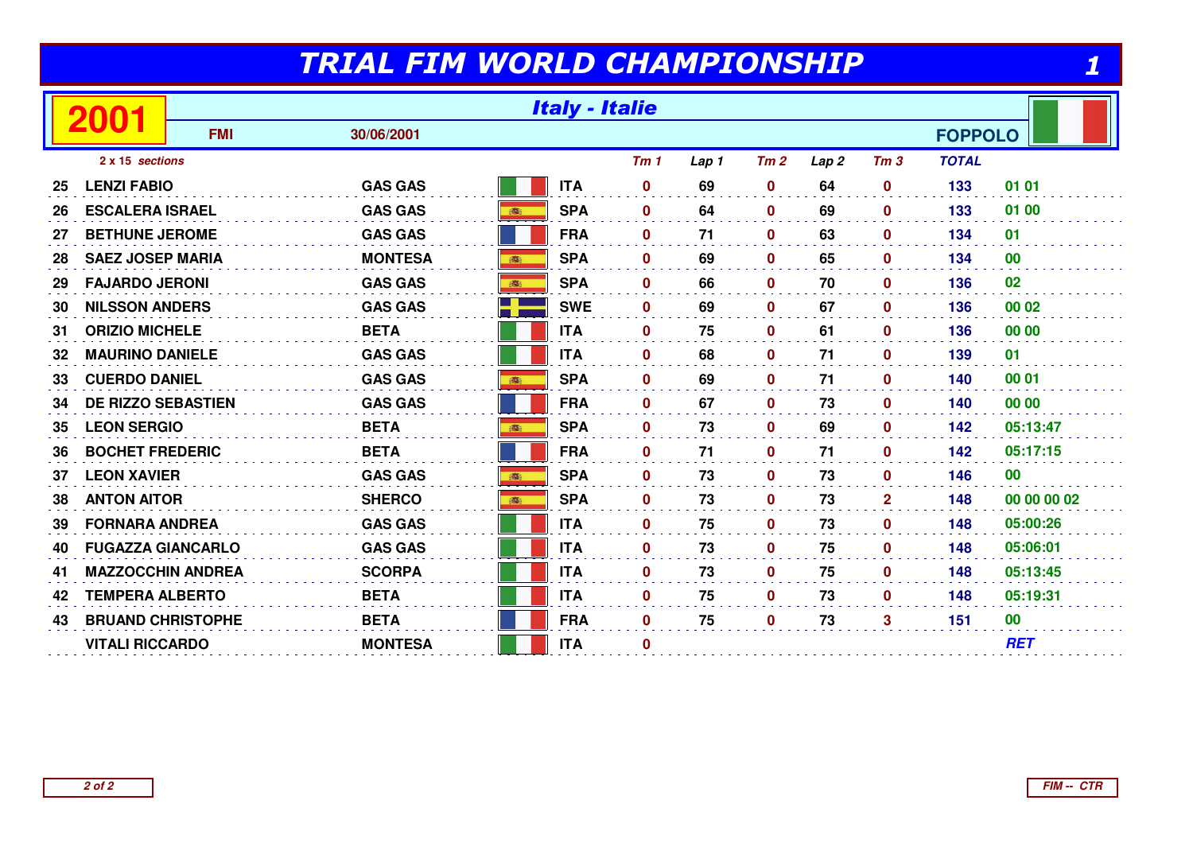# TRIAL FIM WORLD CHAMPIONSHIP

## 2001 — Italy - Italie

**FMI** — 30/06/2001 — **FOPPOLO**

*2 x 15 sections*

| | | | | Tm 1 | Lap 1 | Tm 2 | Lap 2 | Tm 3 | TOTAL | |
|---|---|---|---|---|---|---|---|---|---|---|
| 25 | LENZI FABIO | GAS GAS | ITA | 0 | 69 | 0 | 64 | 0 | 133 | 01 01 |
| 26 | ESCALERA ISRAEL | GAS GAS | SPA | 0 | 64 | 0 | 69 | 0 | 133 | 01 00 |
| 27 | BETHUNE JEROME | GAS GAS | FRA | 0 | 71 | 0 | 63 | 0 | 134 | 01 |
| 28 | SAEZ JOSEP MARIA | MONTESA | SPA | 0 | 69 | 0 | 65 | 0 | 134 | 00 |
| 29 | FAJARDO JERONI | GAS GAS | SPA | 0 | 66 | 0 | 70 | 0 | 136 | 02 |
| 30 | NILSSON ANDERS | GAS GAS | SWE | 0 | 69 | 0 | 67 | 0 | 136 | 00 02 |
| 31 | ORIZIO MICHELE | BETA | ITA | 0 | 75 | 0 | 61 | 0 | 136 | 00 00 |
| 32 | MAURINO DANIELE | GAS GAS | ITA | 0 | 68 | 0 | 71 | 0 | 139 | 01 |
| 33 | CUERDO DANIEL | GAS GAS | SPA | 0 | 69 | 0 | 71 | 0 | 140 | 00 01 |
| 34 | DE RIZZO SEBASTIEN | GAS GAS | FRA | 0 | 67 | 0 | 73 | 0 | 140 | 00 00 |
| 35 | LEON SERGIO | BETA | SPA | 0 | 73 | 0 | 69 | 0 | 142 | 05:13:47 |
| 36 | BOCHET FREDERIC | BETA | FRA | 0 | 71 | 0 | 71 | 0 | 142 | 05:17:15 |
| 37 | LEON XAVIER | GAS GAS | SPA | 0 | 73 | 0 | 73 | 0 | 146 | 00 |
| 38 | ANTON AITOR | SHERCO | SPA | 0 | 73 | 0 | 73 | 2 | 148 | 00 00 00 02 |
| 39 | FORNARA ANDREA | GAS GAS | ITA | 0 | 75 | 0 | 73 | 0 | 148 | 05:00:26 |
| 40 | FUGAZZA GIANCARLO | GAS GAS | ITA | 0 | 73 | 0 | 75 | 0 | 148 | 05:06:01 |
| 41 | MAZZOCCHIN ANDREA | SCORPA | ITA | 0 | 73 | 0 | 75 | 0 | 148 | 05:13:45 |
| 42 | TEMPERA ALBERTO | BETA | ITA | 0 | 75 | 0 | 73 | 0 | 148 | 05:19:31 |
| 43 | BRUAND CHRISTOPHE | BETA | FRA | 0 | 75 | 0 | 73 | 3 | 151 | 00 |
| | VITALI RICCARDO | MONTESA | ITA | 0 | | | | | | *RET* |

*FIM -- CTR*